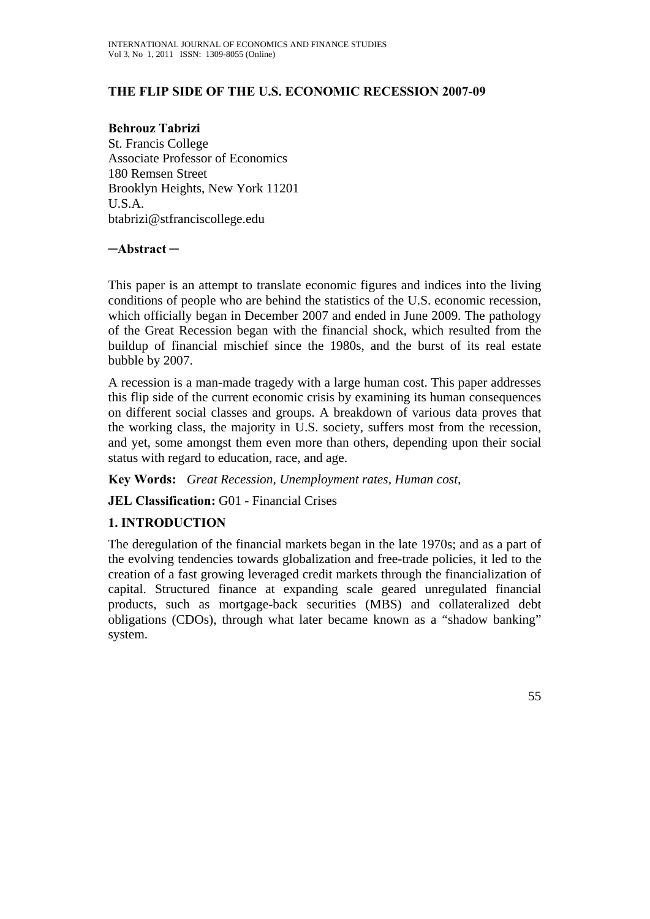# THE FLIP SIDE OF THE U.S. ECONOMIC RECESSION 2007-09

**Behrouz Tabrizi**
St. Francis College
Associate Professor of Economics
180 Remsen Street
Brooklyn Heights, New York 11201
U.S.A.
btabrizi@stfranciscollege.edu

**─Abstract ─**

This paper is an attempt to translate economic figures and indices into the living conditions of people who are behind the statistics of the U.S. economic recession, which officially began in December 2007 and ended in June 2009. The pathology of the Great Recession began with the financial shock, which resulted from the buildup of financial mischief since the 1980s, and the burst of its real estate bubble by 2007.

A recession is a man-made tragedy with a large human cost. This paper addresses this flip side of the current economic crisis by examining its human consequences on different social classes and groups. A breakdown of various data proves that the working class, the majority in U.S. society, suffers most from the recession, and yet, some amongst them even more than others, depending upon their social status with regard to education, race, and age.

**Key Words:** *Great Recession, Unemployment rates, Human cost,*

**JEL Classification:** G01 - Financial Crises

## 1. INTRODUCTION

The deregulation of the financial markets began in the late 1970s; and as a part of the evolving tendencies towards globalization and free-trade policies, it led to the creation of a fast growing leveraged credit markets through the financialization of capital. Structured finance at expanding scale geared unregulated financial products, such as mortgage-back securities (MBS) and collateralized debt obligations (CDOs), through what later became known as a "shadow banking" system.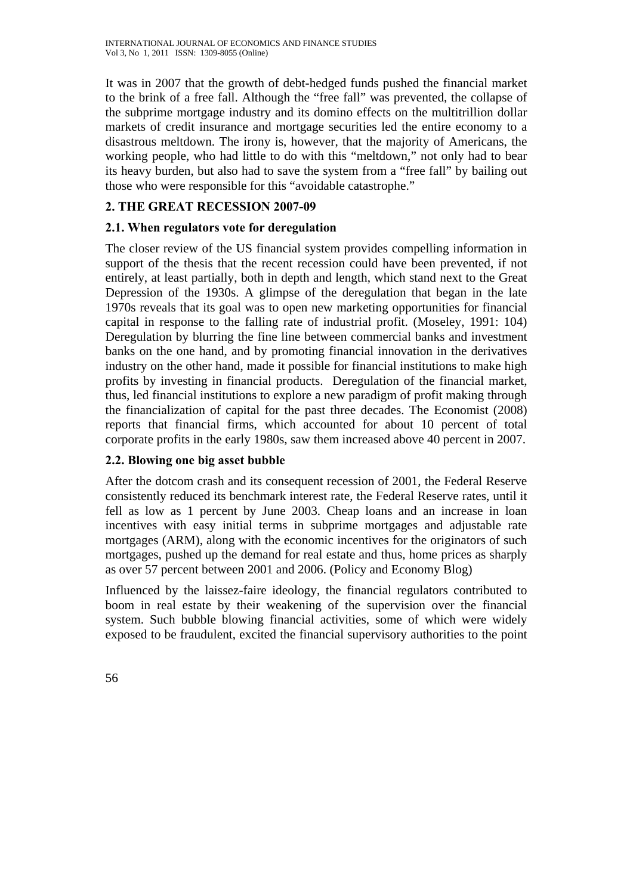It was in 2007 that the growth of debt-hedged funds pushed the financial market to the brink of a free fall. Although the "free fall" was prevented, the collapse of the subprime mortgage industry and its domino effects on the multitrillion dollar markets of credit insurance and mortgage securities led the entire economy to a disastrous meltdown. The irony is, however, that the majority of Americans, the working people, who had little to do with this "meltdown," not only had to bear its heavy burden, but also had to save the system from a "free fall" by bailing out those who were responsible for this "avoidable catastrophe."

## 2. THE GREAT RECESSION 2007-09

### 2.1. When regulators vote for deregulation

The closer review of the US financial system provides compelling information in support of the thesis that the recent recession could have been prevented, if not entirely, at least partially, both in depth and length, which stand next to the Great Depression of the 1930s. A glimpse of the deregulation that began in the late 1970s reveals that its goal was to open new marketing opportunities for financial capital in response to the falling rate of industrial profit. (Moseley, 1991: 104) Deregulation by blurring the fine line between commercial banks and investment banks on the one hand, and by promoting financial innovation in the derivatives industry on the other hand, made it possible for financial institutions to make high profits by investing in financial products. Deregulation of the financial market, thus, led financial institutions to explore a new paradigm of profit making through the financialization of capital for the past three decades. The Economist (2008) reports that financial firms, which accounted for about 10 percent of total corporate profits in the early 1980s, saw them increased above 40 percent in 2007.

### 2.2. Blowing one big asset bubble

After the dotcom crash and its consequent recession of 2001, the Federal Reserve consistently reduced its benchmark interest rate, the Federal Reserve rates, until it fell as low as 1 percent by June 2003. Cheap loans and an increase in loan incentives with easy initial terms in subprime mortgages and adjustable rate mortgages (ARM), along with the economic incentives for the originators of such mortgages, pushed up the demand for real estate and thus, home prices as sharply as over 57 percent between 2001 and 2006. (Policy and Economy Blog)

Influenced by the laissez-faire ideology, the financial regulators contributed to boom in real estate by their weakening of the supervision over the financial system. Such bubble blowing financial activities, some of which were widely exposed to be fraudulent, excited the financial supervisory authorities to the point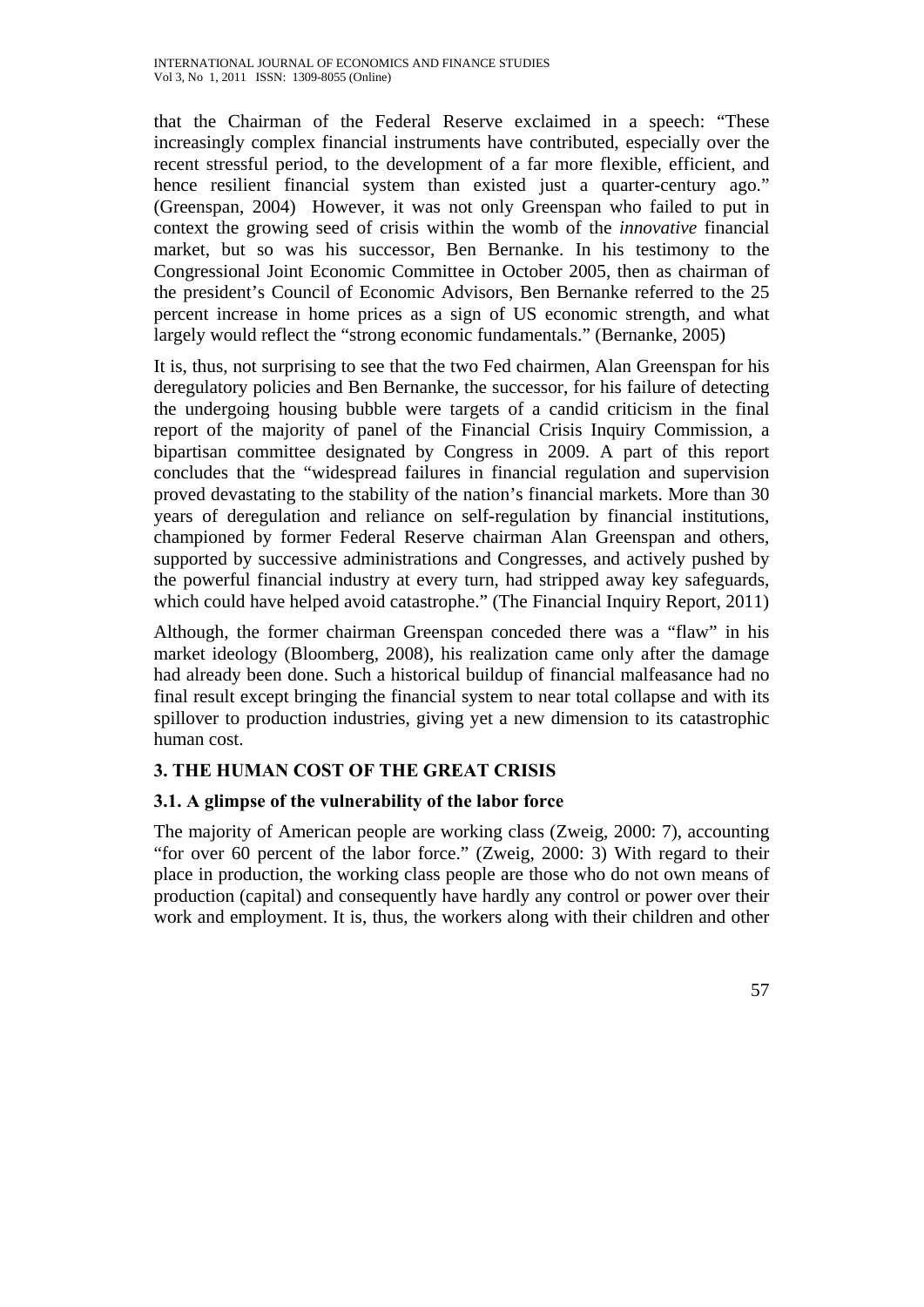that the Chairman of the Federal Reserve exclaimed in a speech: "These increasingly complex financial instruments have contributed, especially over the recent stressful period, to the development of a far more flexible, efficient, and hence resilient financial system than existed just a quarter-century ago." (Greenspan, 2004) However, it was not only Greenspan who failed to put in context the growing seed of crisis within the womb of the *innovative* financial market, but so was his successor, Ben Bernanke. In his testimony to the Congressional Joint Economic Committee in October 2005, then as chairman of the president's Council of Economic Advisors, Ben Bernanke referred to the 25 percent increase in home prices as a sign of US economic strength, and what largely would reflect the "strong economic fundamentals." (Bernanke, 2005)

It is, thus, not surprising to see that the two Fed chairmen, Alan Greenspan for his deregulatory policies and Ben Bernanke, the successor, for his failure of detecting the undergoing housing bubble were targets of a candid criticism in the final report of the majority of panel of the Financial Crisis Inquiry Commission, a bipartisan committee designated by Congress in 2009. A part of this report concludes that the "widespread failures in financial regulation and supervision proved devastating to the stability of the nation's financial markets. More than 30 years of deregulation and reliance on self-regulation by financial institutions, championed by former Federal Reserve chairman Alan Greenspan and others, supported by successive administrations and Congresses, and actively pushed by the powerful financial industry at every turn, had stripped away key safeguards, which could have helped avoid catastrophe." (The Financial Inquiry Report, 2011)

Although, the former chairman Greenspan conceded there was a "flaw" in his market ideology (Bloomberg, 2008), his realization came only after the damage had already been done. Such a historical buildup of financial malfeasance had no final result except bringing the financial system to near total collapse and with its spillover to production industries, giving yet a new dimension to its catastrophic human cost.

## 3. THE HUMAN COST OF THE GREAT CRISIS

### 3.1. A glimpse of the vulnerability of the labor force

The majority of American people are working class (Zweig, 2000: 7), accounting "for over 60 percent of the labor force." (Zweig, 2000: 3) With regard to their place in production, the working class people are those who do not own means of production (capital) and consequently have hardly any control or power over their work and employment. It is, thus, the workers along with their children and other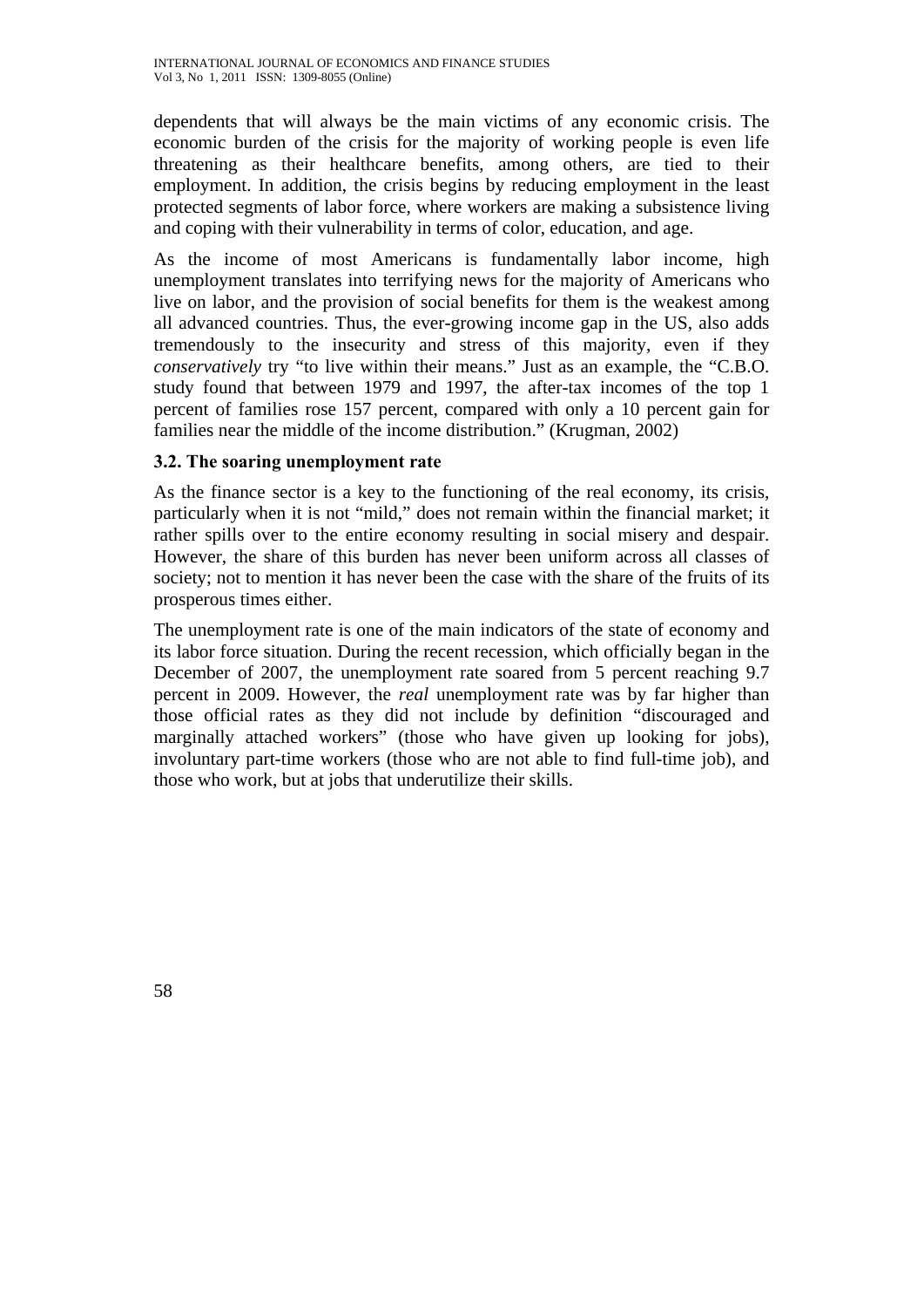dependents that will always be the main victims of any economic crisis. The economic burden of the crisis for the majority of working people is even life threatening as their healthcare benefits, among others, are tied to their employment. In addition, the crisis begins by reducing employment in the least protected segments of labor force, where workers are making a subsistence living and coping with their vulnerability in terms of color, education, and age.

As the income of most Americans is fundamentally labor income, high unemployment translates into terrifying news for the majority of Americans who live on labor, and the provision of social benefits for them is the weakest among all advanced countries. Thus, the ever-growing income gap in the US, also adds tremendously to the insecurity and stress of this majority, even if they *conservatively* try "to live within their means." Just as an example, the "C.B.O. study found that between 1979 and 1997, the after-tax incomes of the top 1 percent of families rose 157 percent, compared with only a 10 percent gain for families near the middle of the income distribution." (Krugman, 2002)

### 3.2. The soaring unemployment rate

As the finance sector is a key to the functioning of the real economy, its crisis, particularly when it is not "mild," does not remain within the financial market; it rather spills over to the entire economy resulting in social misery and despair. However, the share of this burden has never been uniform across all classes of society; not to mention it has never been the case with the share of the fruits of its prosperous times either.

The unemployment rate is one of the main indicators of the state of economy and its labor force situation. During the recent recession, which officially began in the December of 2007, the unemployment rate soared from 5 percent reaching 9.7 percent in 2009. However, the *real* unemployment rate was by far higher than those official rates as they did not include by definition "discouraged and marginally attached workers" (those who have given up looking for jobs), involuntary part-time workers (those who are not able to find full-time job), and those who work, but at jobs that underutilize their skills.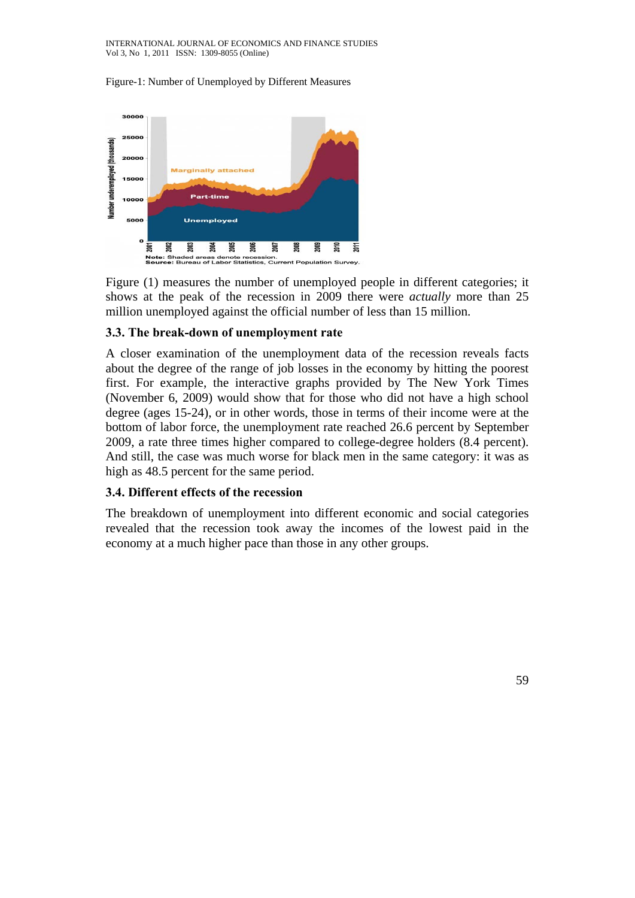Figure-1: Number of Unemployed by Different Measures

Figure (1) measures the number of unemployed people in different categories; it shows at the peak of the recession in 2009 there were *actually* more than 25 million unemployed against the official number of less than 15 million.

### 3.3. The break-down of unemployment rate

A closer examination of the unemployment data of the recession reveals facts about the degree of the range of job losses in the economy by hitting the poorest first. For example, the interactive graphs provided by The New York Times (November 6, 2009) would show that for those who did not have a high school degree (ages 15-24), or in other words, those in terms of their income were at the bottom of labor force, the unemployment rate reached 26.6 percent by September 2009, a rate three times higher compared to college-degree holders (8.4 percent). And still, the case was much worse for black men in the same category: it was as high as 48.5 percent for the same period.

### 3.4. Different effects of the recession

The breakdown of unemployment into different economic and social categories revealed that the recession took away the incomes of the lowest paid in the economy at a much higher pace than those in any other groups.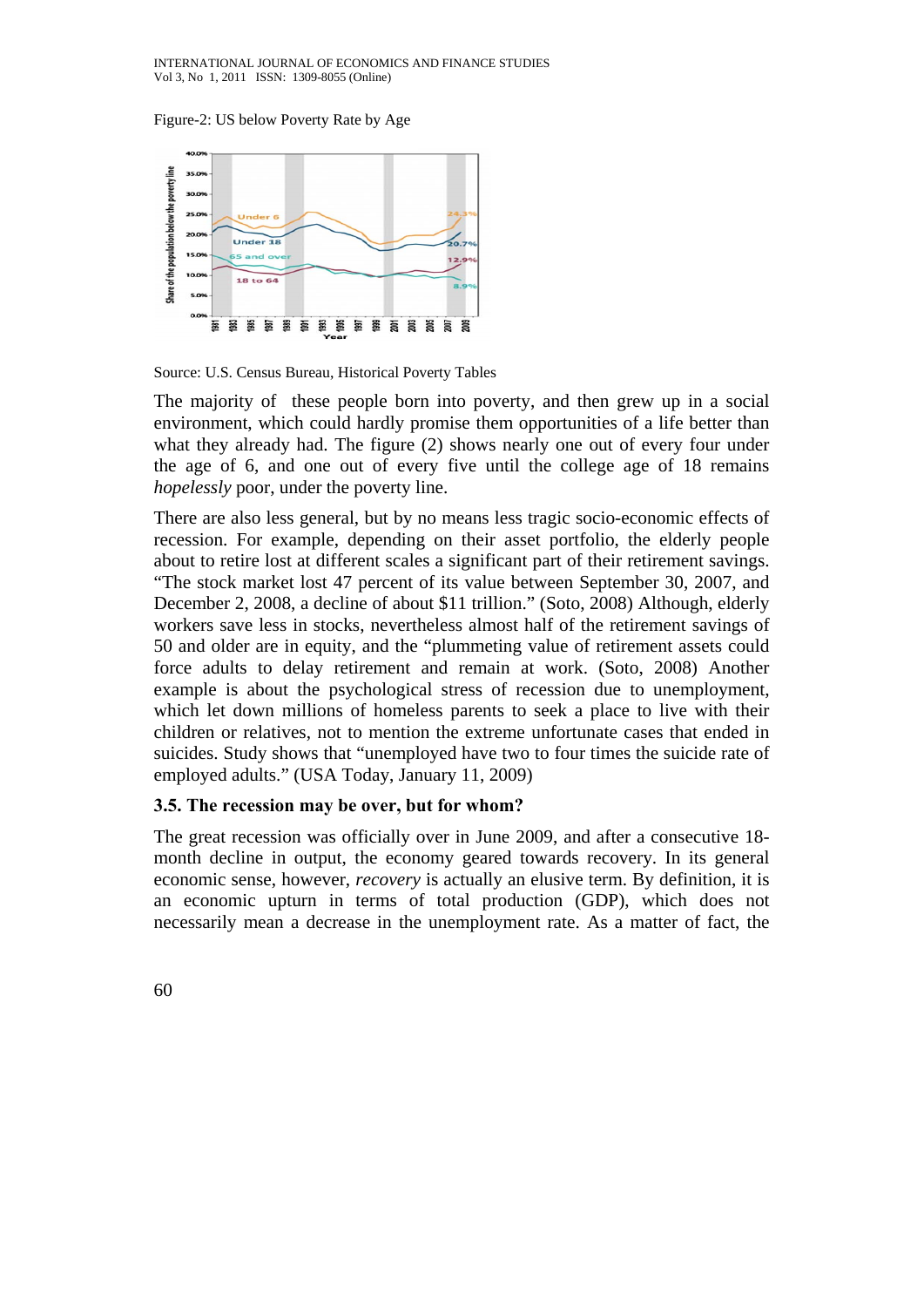Figure-2: US below Poverty Rate by Age

Source: U.S. Census Bureau, Historical Poverty Tables

The majority of these people born into poverty, and then grew up in a social environment, which could hardly promise them opportunities of a life better than what they already had. The figure (2) shows nearly one out of every four under the age of 6, and one out of every five until the college age of 18 remains *hopelessly* poor, under the poverty line.

There are also less general, but by no means less tragic socio-economic effects of recession. For example, depending on their asset portfolio, the elderly people about to retire lost at different scales a significant part of their retirement savings. "The stock market lost 47 percent of its value between September 30, 2007, and December 2, 2008, a decline of about $11 trillion." (Soto, 2008) Although, elderly workers save less in stocks, nevertheless almost half of the retirement savings of 50 and older are in equity, and the "plummeting value of retirement assets could force adults to delay retirement and remain at work. (Soto, 2008) Another example is about the psychological stress of recession due to unemployment, which let down millions of homeless parents to seek a place to live with their children or relatives, not to mention the extreme unfortunate cases that ended in suicides. Study shows that "unemployed have two to four times the suicide rate of employed adults." (USA Today, January 11, 2009)

### 3.5. The recession may be over, but for whom?

The great recession was officially over in June 2009, and after a consecutive 18-month decline in output, the economy geared towards recovery. In its general economic sense, however, *recovery* is actually an elusive term. By definition, it is an economic upturn in terms of total production (GDP), which does not necessarily mean a decrease in the unemployment rate. As a matter of fact, the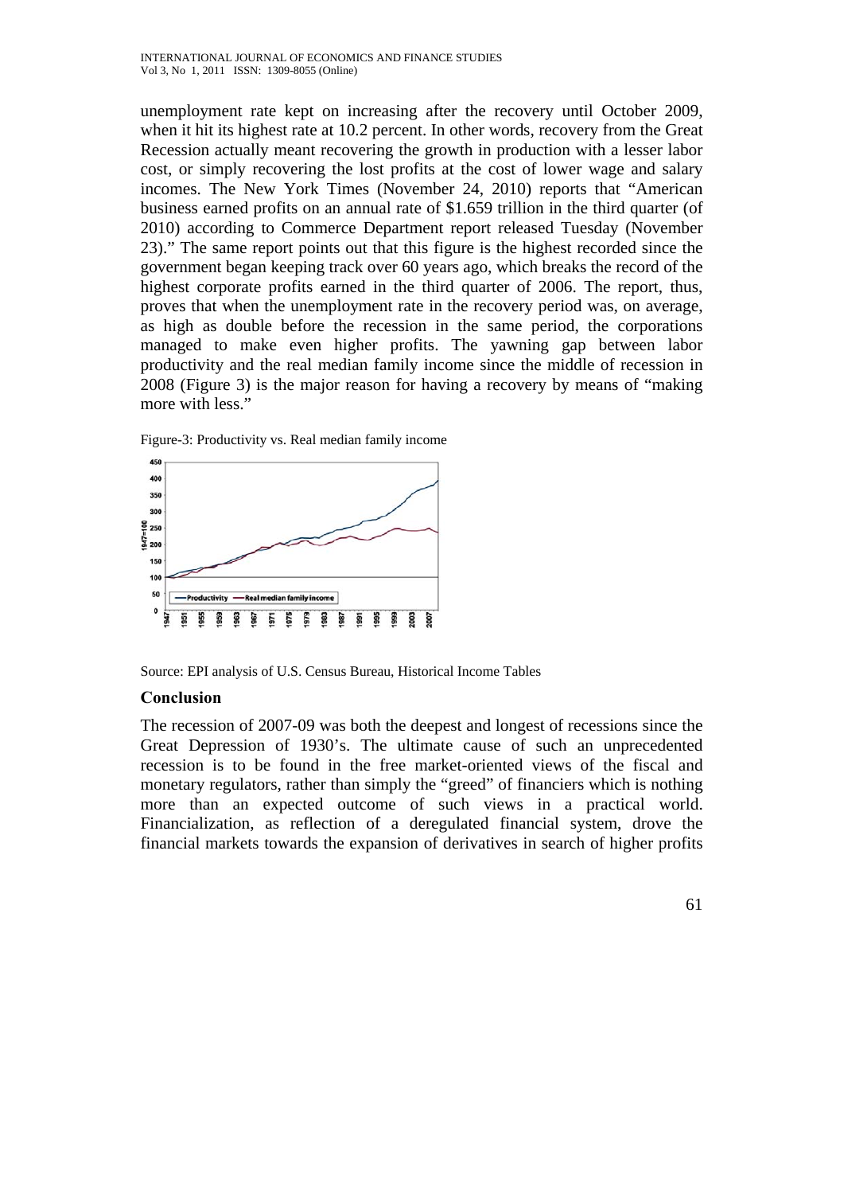unemployment rate kept on increasing after the recovery until October 2009, when it hit its highest rate at 10.2 percent. In other words, recovery from the Great Recession actually meant recovering the growth in production with a lesser labor cost, or simply recovering the lost profits at the cost of lower wage and salary incomes. The New York Times (November 24, 2010) reports that "American business earned profits on an annual rate of $1.659 trillion in the third quarter (of 2010) according to Commerce Department report released Tuesday (November 23)." The same report points out that this figure is the highest recorded since the government began keeping track over 60 years ago, which breaks the record of the highest corporate profits earned in the third quarter of 2006. The report, thus, proves that when the unemployment rate in the recovery period was, on average, as high as double before the recession in the same period, the corporations managed to make even higher profits. The yawning gap between labor productivity and the real median family income since the middle of recession in 2008 (Figure 3) is the major reason for having a recovery by means of "making more with less."

Figure-3: Productivity vs. Real median family income

Source: EPI analysis of U.S. Census Bureau, Historical Income Tables

### Conclusion

The recession of 2007-09 was both the deepest and longest of recessions since the Great Depression of 1930's. The ultimate cause of such an unprecedented recession is to be found in the free market-oriented views of the fiscal and monetary regulators, rather than simply the "greed" of financiers which is nothing more than an expected outcome of such views in a practical world. Financialization, as reflection of a deregulated financial system, drove the financial markets towards the expansion of derivatives in search of higher profits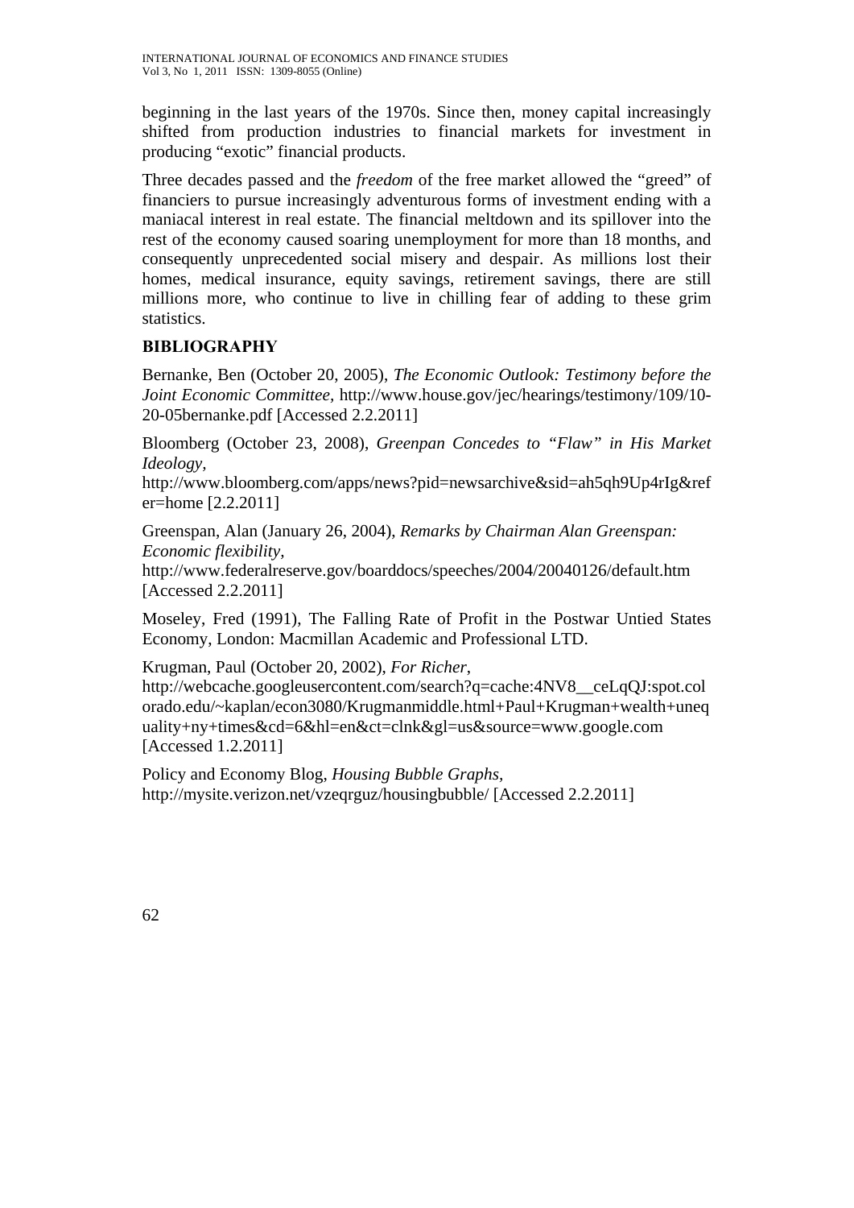beginning in the last years of the 1970s. Since then, money capital increasingly shifted from production industries to financial markets for investment in producing "exotic" financial products.

Three decades passed and the *freedom* of the free market allowed the "greed" of financiers to pursue increasingly adventurous forms of investment ending with a maniacal interest in real estate. The financial meltdown and its spillover into the rest of the economy caused soaring unemployment for more than 18 months, and consequently unprecedented social misery and despair. As millions lost their homes, medical insurance, equity savings, retirement savings, there are still millions more, who continue to live in chilling fear of adding to these grim statistics.

## BIBLIOGRAPHY

Bernanke, Ben (October 20, 2005), *The Economic Outlook: Testimony before the Joint Economic Committee,* http://www.house.gov/jec/hearings/testimony/109/10-20-05bernanke.pdf [Accessed 2.2.2011]

Bloomberg (October 23, 2008), *Greenpan Concedes to "Flaw" in His Market Ideology,* http://www.bloomberg.com/apps/news?pid=newsarchive&sid=ah5qh9Up4rIg&refer=home [2.2.2011]

Greenspan, Alan (January 26, 2004), *Remarks by Chairman Alan Greenspan: Economic flexibility,* http://www.federalreserve.gov/boarddocs/speeches/2004/20040126/default.htm [Accessed 2.2.2011]

Moseley, Fred (1991), The Falling Rate of Profit in the Postwar Untied States Economy, London: Macmillan Academic and Professional LTD.

Krugman, Paul (October 20, 2002), *For Richer*, http://webcache.googleusercontent.com/search?q=cache:4NV8__ceLqQJ:spot.colorado.edu/~kaplan/econ3080/Krugmanmiddle.html+Paul+Krugman+wealth+unequality+ny+times&cd=6&hl=en&ct=clnk&gl=us&source=www.google.com [Accessed 1.2.2011]

Policy and Economy Blog, *Housing Bubble Graphs,* http://mysite.verizon.net/vzeqrguz/housingbubble/ [Accessed 2.2.2011]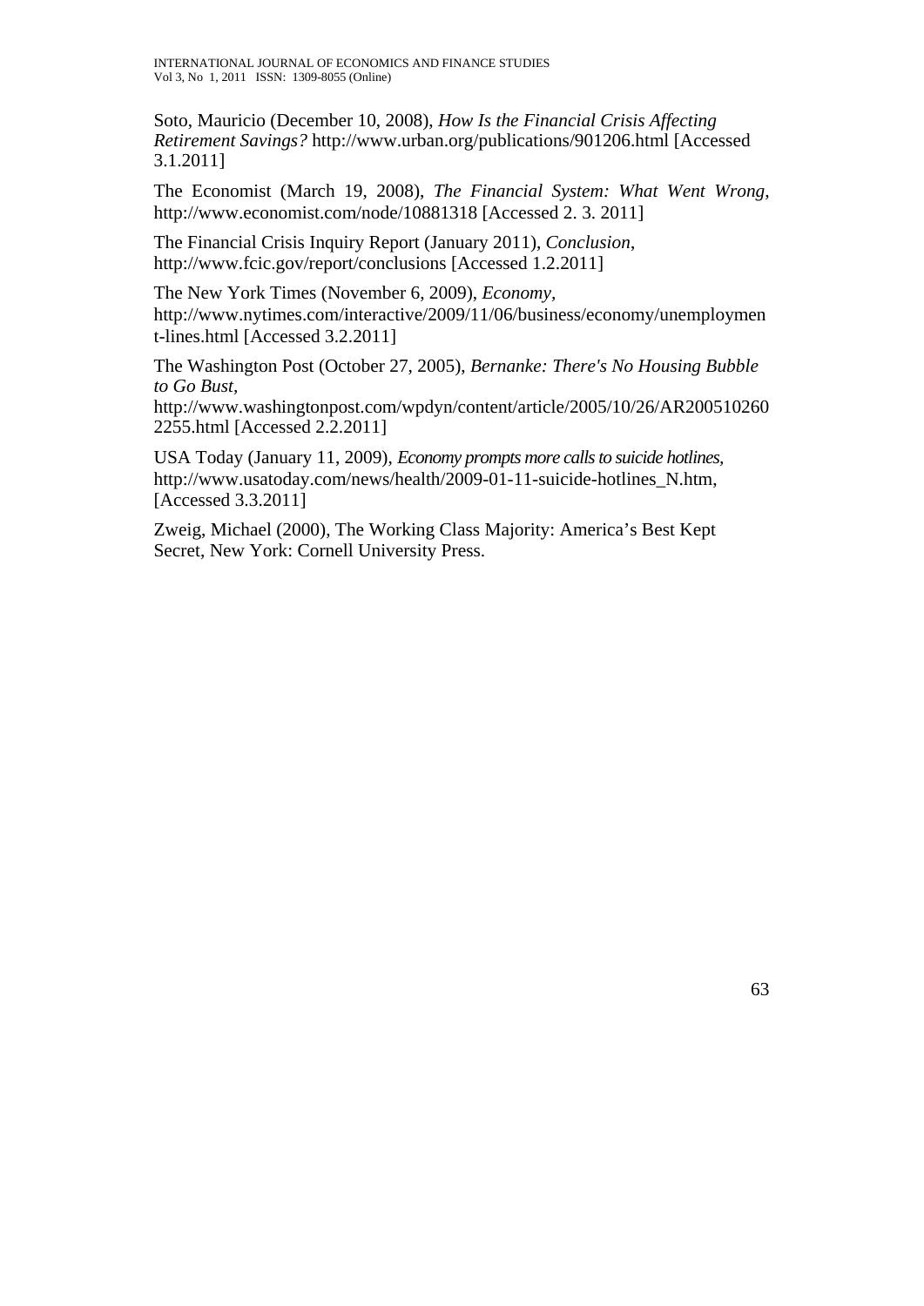Soto, Mauricio (December 10, 2008), *How Is the Financial Crisis Affecting Retirement Savings?* http://www.urban.org/publications/901206.html [Accessed 3.1.2011]

The Economist (March 19, 2008), *The Financial System: What Went Wrong*, http://www.economist.com/node/10881318 [Accessed 2. 3. 2011]

The Financial Crisis Inquiry Report (January 2011), *Conclusion*, http://www.fcic.gov/report/conclusions [Accessed 1.2.2011]

The New York Times (November 6, 2009), *Economy*, http://www.nytimes.com/interactive/2009/11/06/business/economy/unemployment-lines.html [Accessed 3.2.2011]

The Washington Post (October 27, 2005), *Bernanke: There's No Housing Bubble to Go Bust*, http://www.washingtonpost.com/wpdyn/content/article/2005/10/26/AR2005102602255.html [Accessed 2.2.2011]

USA Today (January 11, 2009), *Economy prompts more calls to suicide hotlines*, http://www.usatoday.com/news/health/2009-01-11-suicide-hotlines_N.htm, [Accessed 3.3.2011]

Zweig, Michael (2000), The Working Class Majority: America's Best Kept Secret, New York: Cornell University Press.